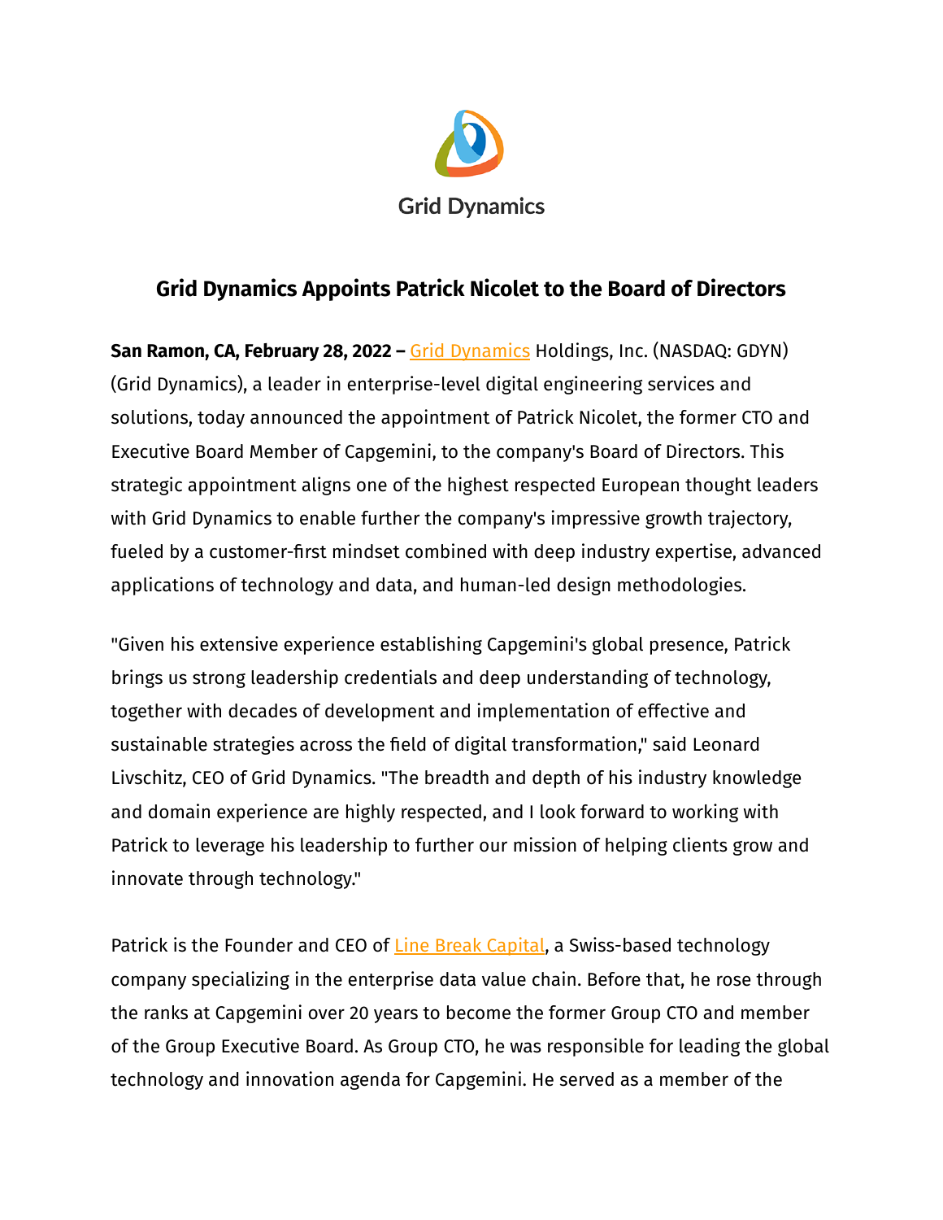Grid Dynamics

# Grid Dynamics Appoints Patrick Nicolet to the Board of Directors

**San Ramon, CA, February 28, 2022 –** Grid Dynamics Holdings, Inc. (NASDAQ: GDYN) (Grid Dynamics), a leader in enterprise-level digital engineering services and solutions, today announced the appointment of Patrick Nicolet, the former CTO and Executive Board Member of Capgemini, to the company's Board of Directors. This strategic appointment aligns one of the highest respected European thought leaders with Grid Dynamics to enable further the company's impressive growth trajectory, fueled by a customer-first mindset combined with deep industry expertise, advanced applications of technology and data, and human-led design methodologies.

"Given his extensive experience establishing Capgemini's global presence, Patrick brings us strong leadership credentials and deep understanding of technology, together with decades of development and implementation of effective and sustainable strategies across the field of digital transformation," said Leonard Livschitz, CEO of Grid Dynamics. "The breadth and depth of his industry knowledge and domain experience are highly respected, and I look forward to working with Patrick to leverage his leadership to further our mission of helping clients grow and innovate through technology."

Patrick is the Founder and CEO of Line Break Capital, a Swiss-based technology company specializing in the enterprise data value chain. Before that, he rose through the ranks at Capgemini over 20 years to become the former Group CTO and member of the Group Executive Board. As Group CTO, he was responsible for leading the global technology and innovation agenda for Capgemini. He served as a member of the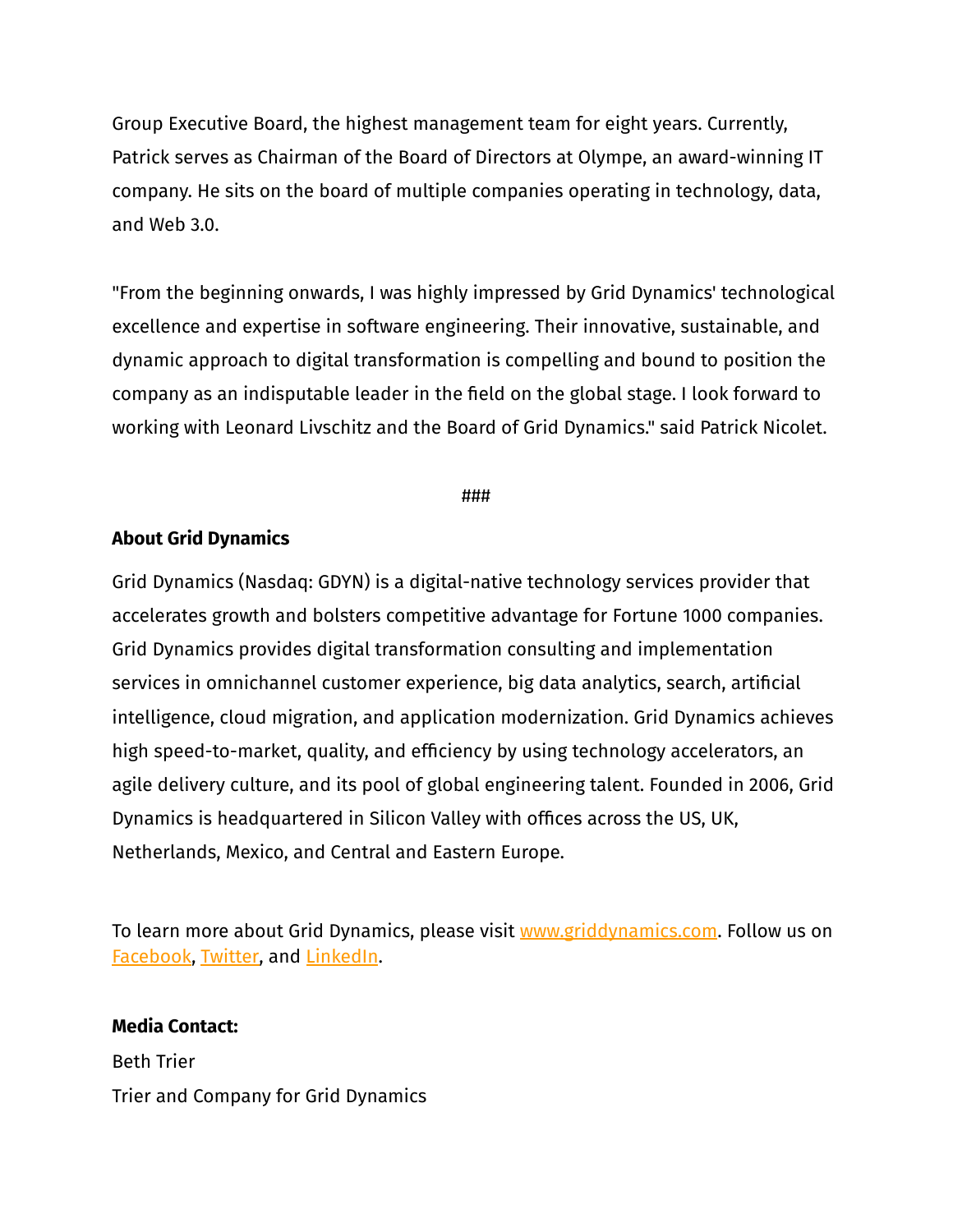Group Executive Board, the highest management team for eight years. Currently, Patrick serves as Chairman of the Board of Directors at Olympe, an award-winning IT company. He sits on the board of multiple companies operating in technology, data, and Web 3.0.

"From the beginning onwards, I was highly impressed by Grid Dynamics' technological excellence and expertise in software engineering. Their innovative, sustainable, and dynamic approach to digital transformation is compelling and bound to position the company as an indisputable leader in the field on the global stage. I look forward to working with Leonard Livschitz and the Board of Grid Dynamics." said Patrick Nicolet.

###

**About Grid Dynamics**

Grid Dynamics (Nasdaq: GDYN) is a digital-native technology services provider that accelerates growth and bolsters competitive advantage for Fortune 1000 companies. Grid Dynamics provides digital transformation consulting and implementation services in omnichannel customer experience, big data analytics, search, artificial intelligence, cloud migration, and application modernization. Grid Dynamics achieves high speed-to-market, quality, and efficiency by using technology accelerators, an agile delivery culture, and its pool of global engineering talent. Founded in 2006, Grid Dynamics is headquartered in Silicon Valley with offices across the US, UK, Netherlands, Mexico, and Central and Eastern Europe.

To learn more about Grid Dynamics, please visit [www.griddynamics.com](http://www.griddynamics.com). Follow us on [Facebook](), [Twitter](), and [LinkedIn]().

**Media Contact:**

Beth Trier

Trier and Company for Grid Dynamics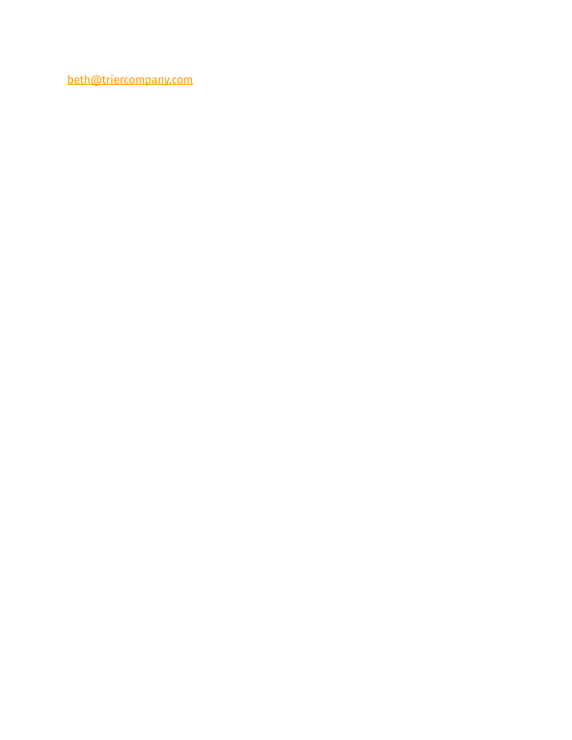[beth@triercompany.com](mailto:beth@triercompany.com)